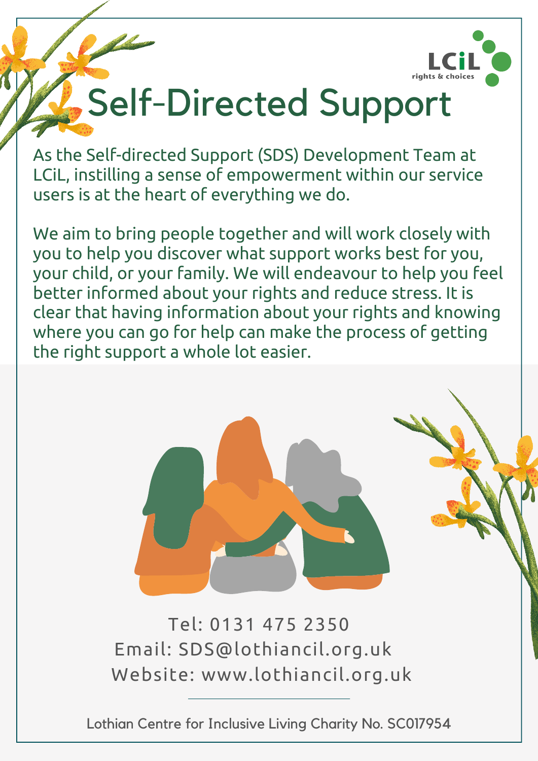LCiL
rights & choices

# Self-Directed Support

As the Self-directed Support (SDS) Development Team at LCiL, instilling a sense of empowerment within our service users is at the heart of everything we do.

We aim to bring people together and will work closely with you to help you discover what support works best for you, your child, or your family. We will endeavour to help you feel better informed about your rights and reduce stress. It is clear that having information about your rights and knowing where you can go for help can make the process of getting the right support a whole lot easier.

Tel: 0131 475 2350
Email: SDS@lothiancil.org.uk
Website: www.lothiancil.org.uk

---

Lothian Centre for Inclusive Living Charity No. SC017954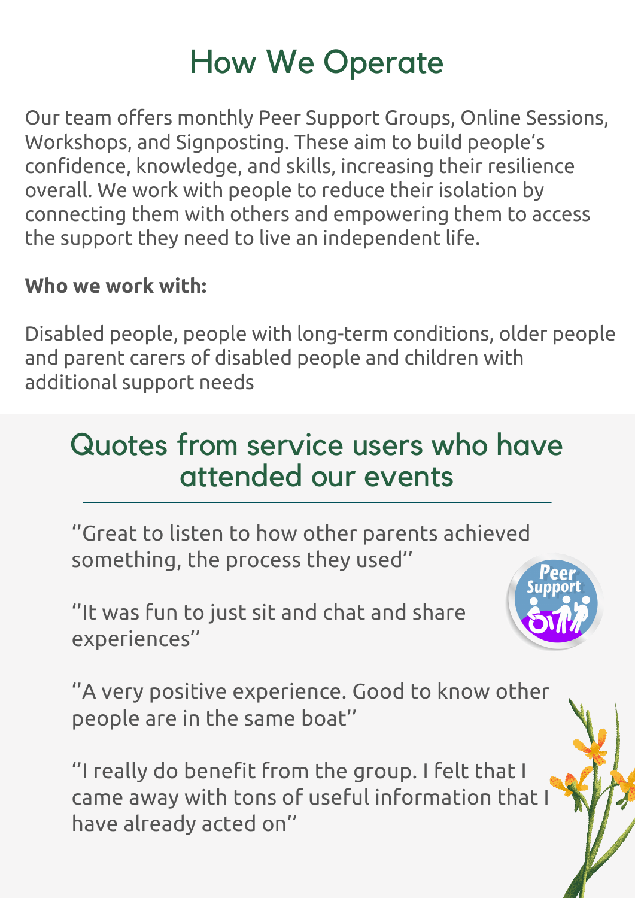# How We Operate

Our team offers monthly Peer Support Groups, Online Sessions, Workshops, and Signposting. These aim to build people's confidence, knowledge, and skills, increasing their resilience overall. We work with people to reduce their isolation by connecting them with others and empowering them to access the support they need to live an independent life.

**Who we work with:**

Disabled people, people with long-term conditions, older people and parent carers of disabled people and children with additional support needs

# Quotes from service users who have attended our events

"Great to listen to how other parents achieved something, the process they used"

"It was fun to just sit and chat and share experiences"

"A very positive experience. Good to know other people are in the same boat"

"I really do benefit from the group. I felt that I came away with tons of useful information that I have already acted on"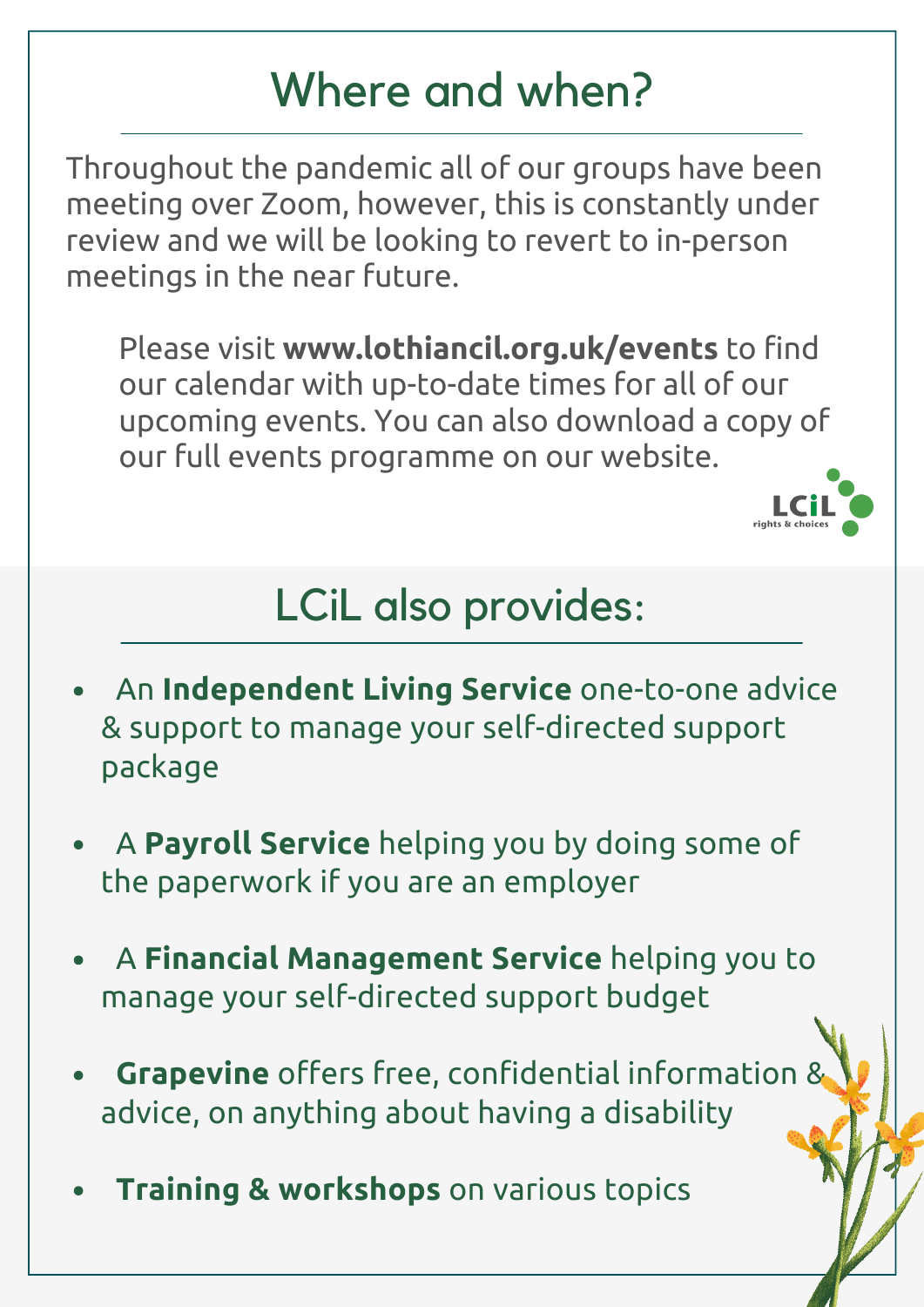# Where and when?

Throughout the pandemic all of our groups have been meeting over Zoom, however, this is constantly under review and we will be looking to revert to in-person meetings in the near future.

Please visit **www.lothiancil.org.uk/events** to find our calendar with up-to-date times for all of our upcoming events. You can also download a copy of our full events programme on our website.

LCiL rights & choices

# LCiL also provides:

- An **Independent Living Service** one-to-one advice & support to manage your self-directed support package
- A **Payroll Service** helping you by doing some of the paperwork if you are an employer
- A **Financial Management Service** helping you to manage your self-directed support budget
- **Grapevine** offers free, confidential information & advice, on anything about having a disability
- **Training & workshops** on various topics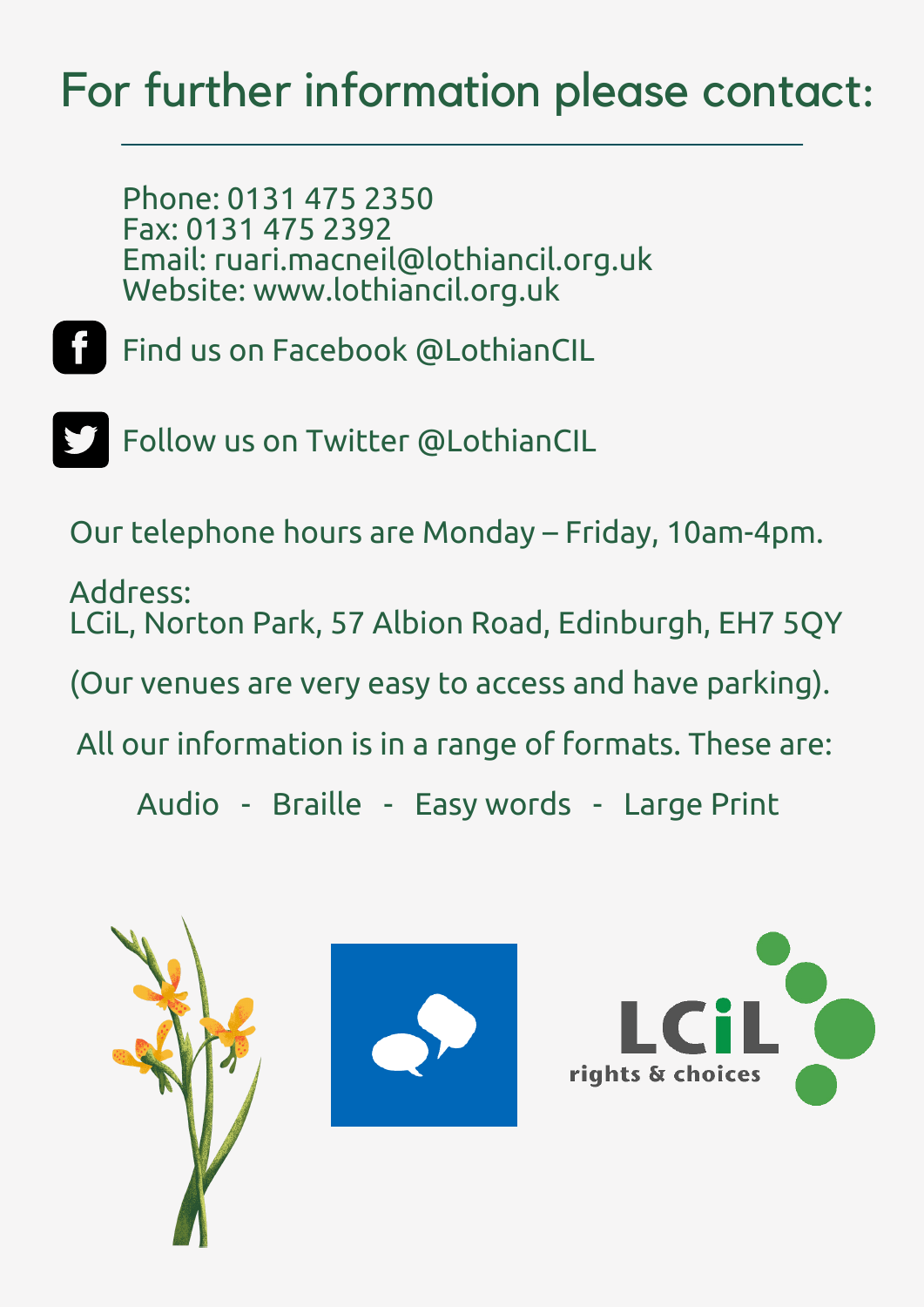# For further information please contact:

Phone: 0131 475 2350
Fax: 0131 475 2392
Email: ruari.macneil@lothiancil.org.uk
Website: www.lothiancil.org.uk

Find us on Facebook @LothianCIL

Follow us on Twitter @LothianCIL

Our telephone hours are Monday – Friday, 10am-4pm.

Address:
LCiL, Norton Park, 57 Albion Road, Edinburgh, EH7 5QY

(Our venues are very easy to access and have parking).

All our information is in a range of formats. These are:

Audio - Braille - Easy words - Large Print

LCiL
rights & choices